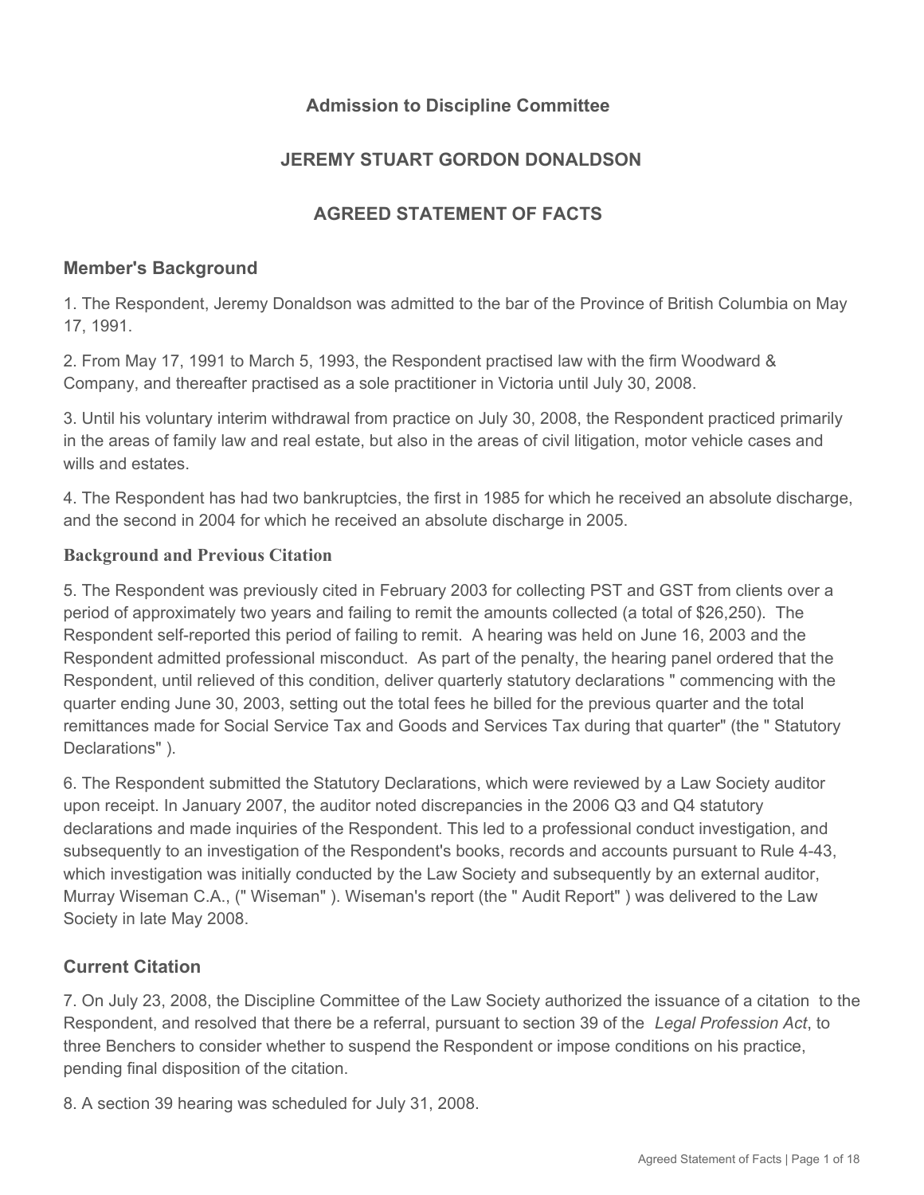**Admission to Discipline Committee**

**JEREMY STUART GORDON DONALDSON**

**AGREED STATEMENT OF FACTS**

## Member's Background

1. The Respondent, Jeremy Donaldson was admitted to the bar of the Province of British Columbia on May 17, 1991.

2. From May 17, 1991 to March 5, 1993, the Respondent practised law with the firm Woodward & Company, and thereafter practised as a sole practitioner in Victoria until July 30, 2008.

3. Until his voluntary interim withdrawal from practice on July 30, 2008, the Respondent practiced primarily in the areas of family law and real estate, but also in the areas of civil litigation, motor vehicle cases and wills and estates.

4. The Respondent has had two bankruptcies, the first in 1985 for which he received an absolute discharge, and the second in 2004 for which he received an absolute discharge in 2005.

### Background and Previous Citation

5. The Respondent was previously cited in February 2003 for collecting PST and GST from clients over a period of approximately two years and failing to remit the amounts collected (a total of $26,250). The Respondent self-reported this period of failing to remit. A hearing was held on June 16, 2003 and the Respondent admitted professional misconduct. As part of the penalty, the hearing panel ordered that the Respondent, until relieved of this condition, deliver quarterly statutory declarations " commencing with the quarter ending June 30, 2003, setting out the total fees he billed for the previous quarter and the total remittances made for Social Service Tax and Goods and Services Tax during that quarter" (the " Statutory Declarations" ).

6. The Respondent submitted the Statutory Declarations, which were reviewed by a Law Society auditor upon receipt. In January 2007, the auditor noted discrepancies in the 2006 Q3 and Q4 statutory declarations and made inquiries of the Respondent. This led to a professional conduct investigation, and subsequently to an investigation of the Respondent's books, records and accounts pursuant to Rule 4-43, which investigation was initially conducted by the Law Society and subsequently by an external auditor, Murray Wiseman C.A., (" Wiseman" ). Wiseman's report (the " Audit Report" ) was delivered to the Law Society in late May 2008.

## Current Citation

7. On July 23, 2008, the Discipline Committee of the Law Society authorized the issuance of a citation to the Respondent, and resolved that there be a referral, pursuant to section 39 of the *Legal Profession Act*, to three Benchers to consider whether to suspend the Respondent or impose conditions on his practice, pending final disposition of the citation.

8. A section 39 hearing was scheduled for July 31, 2008.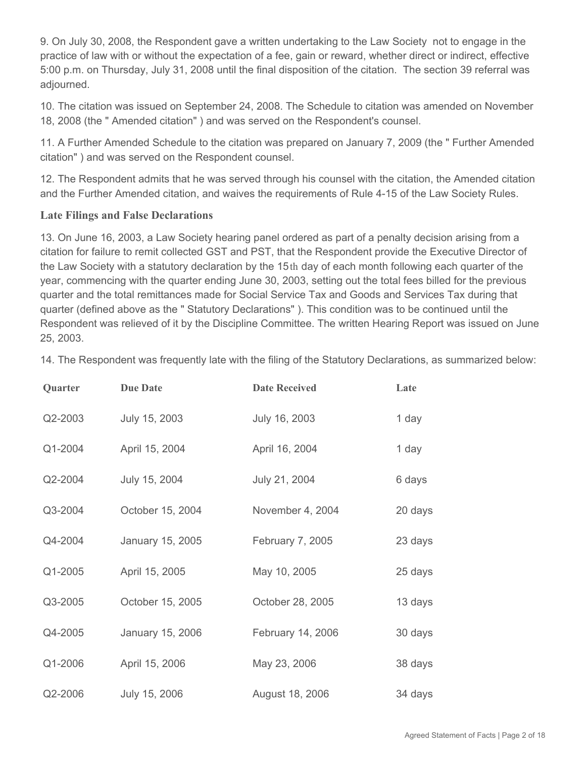9. On July 30, 2008, the Respondent gave a written undertaking to the Law Society not to engage in the practice of law with or without the expectation of a fee, gain or reward, whether direct or indirect, effective 5:00 p.m. on Thursday, July 31, 2008 until the final disposition of the citation. The section 39 referral was adjourned.

10. The citation was issued on September 24, 2008. The Schedule to citation was amended on November 18, 2008 (the " Amended citation" ) and was served on the Respondent's counsel.

11. A Further Amended Schedule to the citation was prepared on January 7, 2009 (the " Further Amended citation" ) and was served on the Respondent counsel.

12. The Respondent admits that he was served through his counsel with the citation, the Amended citation and the Further Amended citation, and waives the requirements of Rule 4-15 of the Law Society Rules.

### Late Filings and False Declarations

13. On June 16, 2003, a Law Society hearing panel ordered as part of a penalty decision arising from a citation for failure to remit collected GST and PST, that the Respondent provide the Executive Director of the Law Society with a statutory declaration by the 15th day of each month following each quarter of the year, commencing with the quarter ending June 30, 2003, setting out the total fees billed for the previous quarter and the total remittances made for Social Service Tax and Goods and Services Tax during that quarter (defined above as the " Statutory Declarations" ). This condition was to be continued until the Respondent was relieved of it by the Discipline Committee. The written Hearing Report was issued on June 25, 2003.

14. The Respondent was frequently late with the filing of the Statutory Declarations, as summarized below:

| Quarter | Due Date | Date Received | Late |
|---|---|---|---|
| Q2-2003 | July 15, 2003 | July 16, 2003 | 1 day |
| Q1-2004 | April 15, 2004 | April 16, 2004 | 1 day |
| Q2-2004 | July 15, 2004 | July 21, 2004 | 6 days |
| Q3-2004 | October 15, 2004 | November 4, 2004 | 20 days |
| Q4-2004 | January 15, 2005 | February 7, 2005 | 23 days |
| Q1-2005 | April 15, 2005 | May 10, 2005 | 25 days |
| Q3-2005 | October 15, 2005 | October 28, 2005 | 13 days |
| Q4-2005 | January 15, 2006 | February 14, 2006 | 30 days |
| Q1-2006 | April 15, 2006 | May 23, 2006 | 38 days |
| Q2-2006 | July 15, 2006 | August 18, 2006 | 34 days |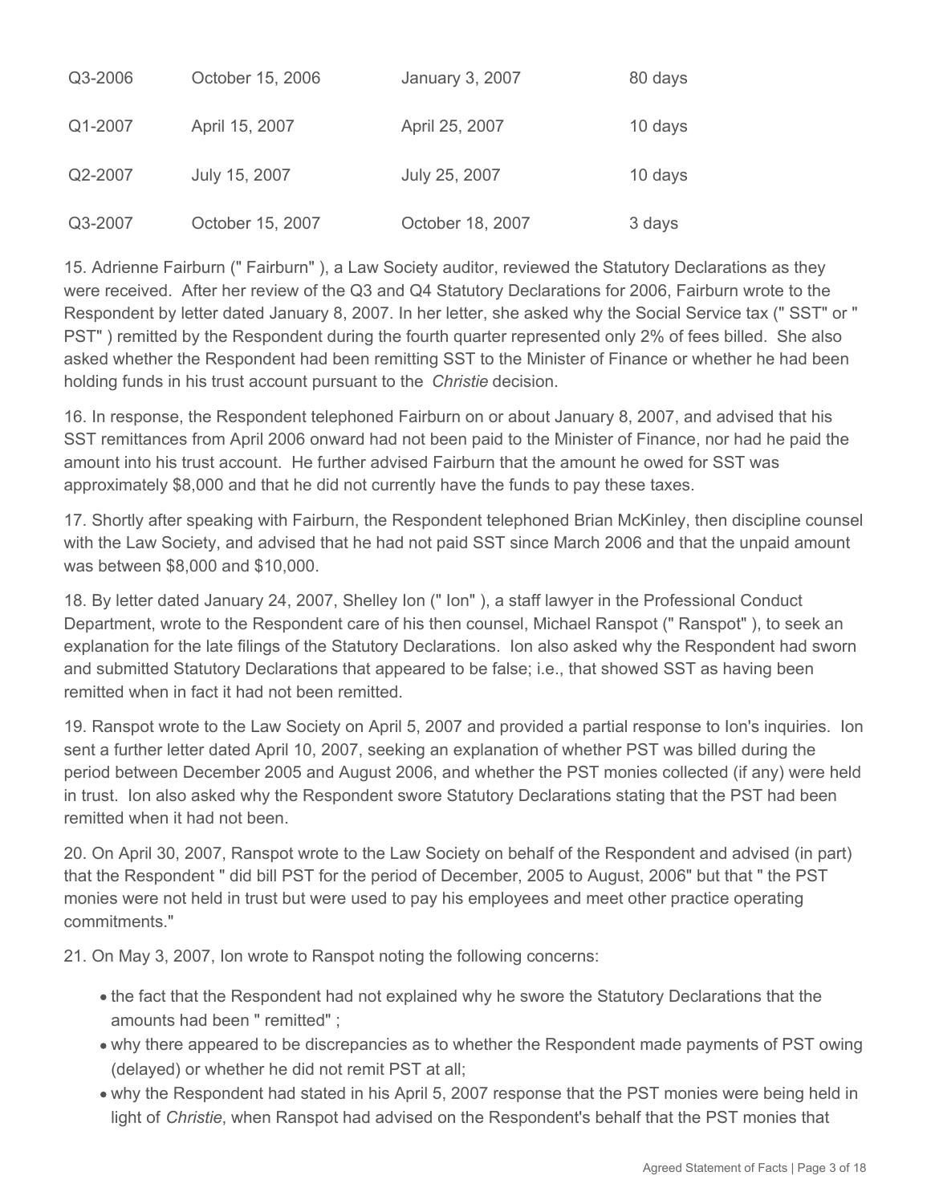| Q3-2006 | October 15, 2006 | January 3, 2007 | 80 days |
|---|---|---|---|
| Q1-2007 | April 15, 2007 | April 25, 2007 | 10 days |
| Q2-2007 | July 15, 2007 | July 25, 2007 | 10 days |
| Q3-2007 | October 15, 2007 | October 18, 2007 | 3 days |

15. Adrienne Fairburn (" Fairburn" ), a Law Society auditor, reviewed the Statutory Declarations as they were received. After her review of the Q3 and Q4 Statutory Declarations for 2006, Fairburn wrote to the Respondent by letter dated January 8, 2007. In her letter, she asked why the Social Service tax (" SST" or " PST" ) remitted by the Respondent during the fourth quarter represented only 2% of fees billed. She also asked whether the Respondent had been remitting SST to the Minister of Finance or whether he had been holding funds in his trust account pursuant to the *Christie* decision.

16. In response, the Respondent telephoned Fairburn on or about January 8, 2007, and advised that his SST remittances from April 2006 onward had not been paid to the Minister of Finance, nor had he paid the amount into his trust account. He further advised Fairburn that the amount he owed for SST was approximately $8,000 and that he did not currently have the funds to pay these taxes.

17. Shortly after speaking with Fairburn, the Respondent telephoned Brian McKinley, then discipline counsel with the Law Society, and advised that he had not paid SST since March 2006 and that the unpaid amount was between $8,000 and $10,000.

18. By letter dated January 24, 2007, Shelley Ion (" Ion" ), a staff lawyer in the Professional Conduct Department, wrote to the Respondent care of his then counsel, Michael Ranspot (" Ranspot" ), to seek an explanation for the late filings of the Statutory Declarations. Ion also asked why the Respondent had sworn and submitted Statutory Declarations that appeared to be false; i.e., that showed SST as having been remitted when in fact it had not been remitted.

19. Ranspot wrote to the Law Society on April 5, 2007 and provided a partial response to Ion's inquiries. Ion sent a further letter dated April 10, 2007, seeking an explanation of whether PST was billed during the period between December 2005 and August 2006, and whether the PST monies collected (if any) were held in trust. Ion also asked why the Respondent swore Statutory Declarations stating that the PST had been remitted when it had not been.

20. On April 30, 2007, Ranspot wrote to the Law Society on behalf of the Respondent and advised (in part) that the Respondent " did bill PST for the period of December, 2005 to August, 2006" but that " the PST monies were not held in trust but were used to pay his employees and meet other practice operating commitments."

21. On May 3, 2007, Ion wrote to Ranspot noting the following concerns:

- the fact that the Respondent had not explained why he swore the Statutory Declarations that the amounts had been " remitted" ;
- why there appeared to be discrepancies as to whether the Respondent made payments of PST owing (delayed) or whether he did not remit PST at all;
- why the Respondent had stated in his April 5, 2007 response that the PST monies were being held in light of *Christie*, when Ranspot had advised on the Respondent's behalf that the PST monies that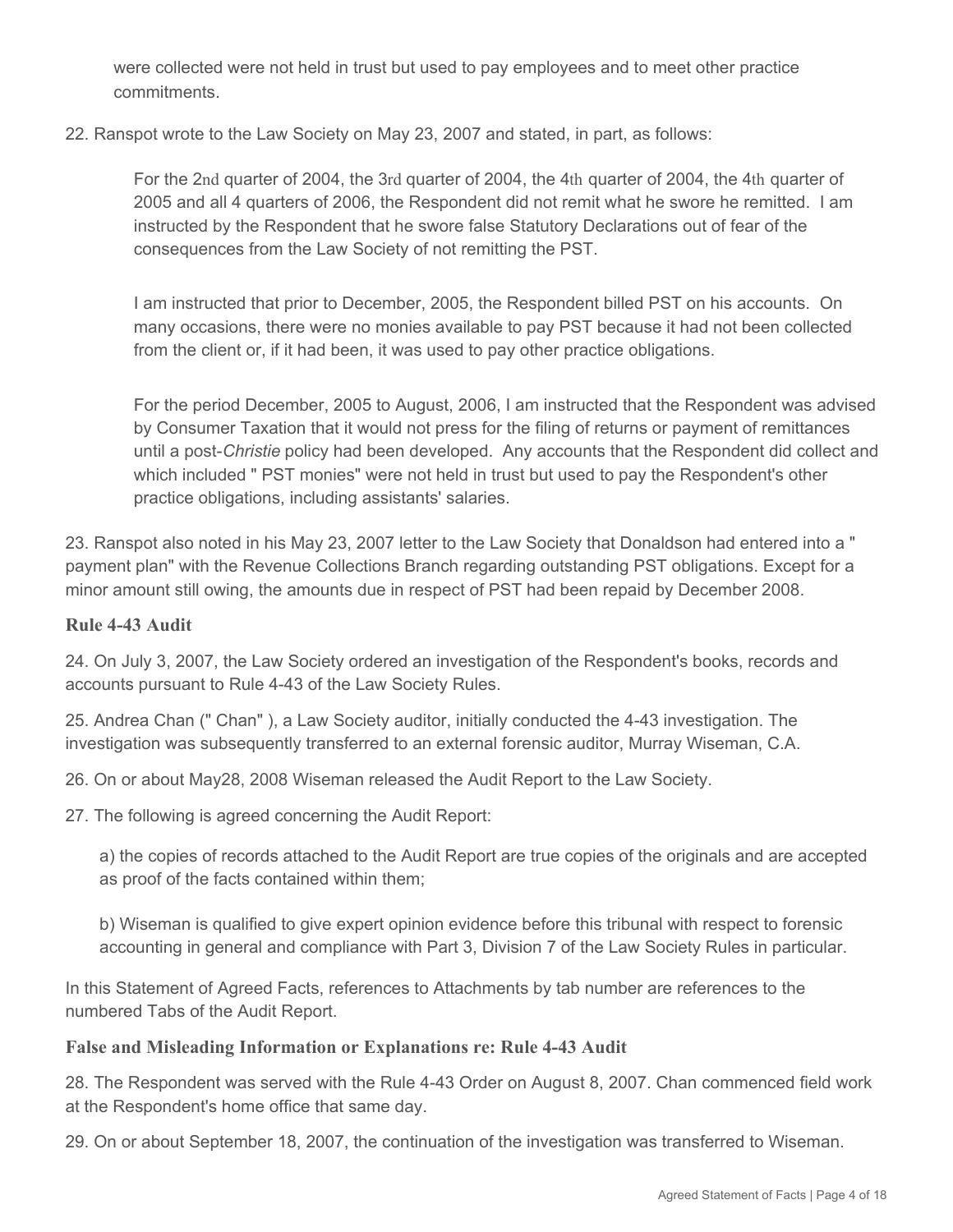were collected were not held in trust but used to pay employees and to meet other practice commitments.

22. Ranspot wrote to the Law Society on May 23, 2007 and stated, in part, as follows:

> For the 2nd quarter of 2004, the 3rd quarter of 2004, the 4th quarter of 2004, the 4th quarter of 2005 and all 4 quarters of 2006, the Respondent did not remit what he swore he remitted. I am instructed by the Respondent that he swore false Statutory Declarations out of fear of the consequences from the Law Society of not remitting the PST.
>
> I am instructed that prior to December, 2005, the Respondent billed PST on his accounts. On many occasions, there were no monies available to pay PST because it had not been collected from the client or, if it had been, it was used to pay other practice obligations.
>
> For the period December, 2005 to August, 2006, I am instructed that the Respondent was advised by Consumer Taxation that it would not press for the filing of returns or payment of remittances until a post-*Christie* policy had been developed. Any accounts that the Respondent did collect and which included " PST monies" were not held in trust but used to pay the Respondent's other practice obligations, including assistants' salaries.

23. Ranspot also noted in his May 23, 2007 letter to the Law Society that Donaldson had entered into a " payment plan" with the Revenue Collections Branch regarding outstanding PST obligations. Except for a minor amount still owing, the amounts due in respect of PST had been repaid by December 2008.

### Rule 4-43 Audit

24. On July 3, 2007, the Law Society ordered an investigation of the Respondent's books, records and accounts pursuant to Rule 4-43 of the Law Society Rules.

25. Andrea Chan (" Chan" ), a Law Society auditor, initially conducted the 4-43 investigation. The investigation was subsequently transferred to an external forensic auditor, Murray Wiseman, C.A.

26. On or about May28, 2008 Wiseman released the Audit Report to the Law Society.

27. The following is agreed concerning the Audit Report:

> a) the copies of records attached to the Audit Report are true copies of the originals and are accepted as proof of the facts contained within them;
>
> b) Wiseman is qualified to give expert opinion evidence before this tribunal with respect to forensic accounting in general and compliance with Part 3, Division 7 of the Law Society Rules in particular.

In this Statement of Agreed Facts, references to Attachments by tab number are references to the numbered Tabs of the Audit Report.

### False and Misleading Information or Explanations re: Rule 4-43 Audit

28. The Respondent was served with the Rule 4-43 Order on August 8, 2007. Chan commenced field work at the Respondent's home office that same day.

29. On or about September 18, 2007, the continuation of the investigation was transferred to Wiseman.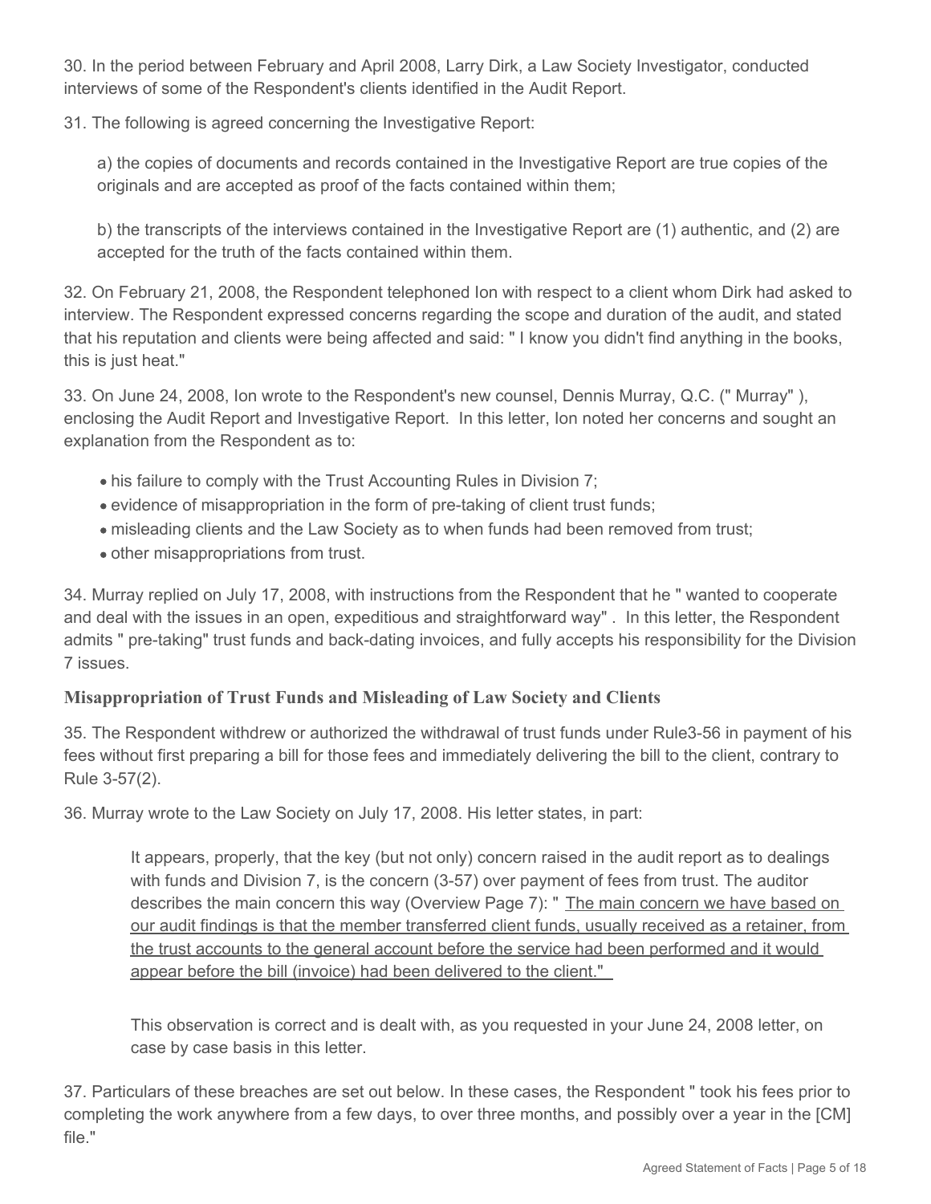30. In the period between February and April 2008, Larry Dirk, a Law Society Investigator, conducted interviews of some of the Respondent's clients identified in the Audit Report.

31. The following is agreed concerning the Investigative Report:

> a) the copies of documents and records contained in the Investigative Report are true copies of the originals and are accepted as proof of the facts contained within them;
>
> b) the transcripts of the interviews contained in the Investigative Report are (1) authentic, and (2) are accepted for the truth of the facts contained within them.

32. On February 21, 2008, the Respondent telephoned Ion with respect to a client whom Dirk had asked to interview. The Respondent expressed concerns regarding the scope and duration of the audit, and stated that his reputation and clients were being affected and said: " I know you didn't find anything in the books, this is just heat."

33. On June 24, 2008, Ion wrote to the Respondent's new counsel, Dennis Murray, Q.C. (" Murray" ), enclosing the Audit Report and Investigative Report. In this letter, Ion noted her concerns and sought an explanation from the Respondent as to:

- his failure to comply with the Trust Accounting Rules in Division 7;
- evidence of misappropriation in the form of pre-taking of client trust funds;
- misleading clients and the Law Society as to when funds had been removed from trust;
- other misappropriations from trust.

34. Murray replied on July 17, 2008, with instructions from the Respondent that he " wanted to cooperate and deal with the issues in an open, expeditious and straightforward way" . In this letter, the Respondent admits " pre-taking" trust funds and back-dating invoices, and fully accepts his responsibility for the Division 7 issues.

### Misappropriation of Trust Funds and Misleading of Law Society and Clients

35. The Respondent withdrew or authorized the withdrawal of trust funds under Rule3-56 in payment of his fees without first preparing a bill for those fees and immediately delivering the bill to the client, contrary to Rule 3-57(2).

36. Murray wrote to the Law Society on July 17, 2008. His letter states, in part:

> It appears, properly, that the key (but not only) concern raised in the audit report as to dealings with funds and Division 7, is the concern (3-57) over payment of fees from trust. The auditor describes the main concern this way (Overview Page 7): " <u>The main concern we have based on our audit findings is that the member transferred client funds, usually received as a retainer, from the trust accounts to the general account before the service had been performed and it would appear before the bill (invoice) had been delivered to the client."</u>
>
> This observation is correct and is dealt with, as you requested in your June 24, 2008 letter, on case by case basis in this letter.

37. Particulars of these breaches are set out below. In these cases, the Respondent " took his fees prior to completing the work anywhere from a few days, to over three months, and possibly over a year in the [CM] file."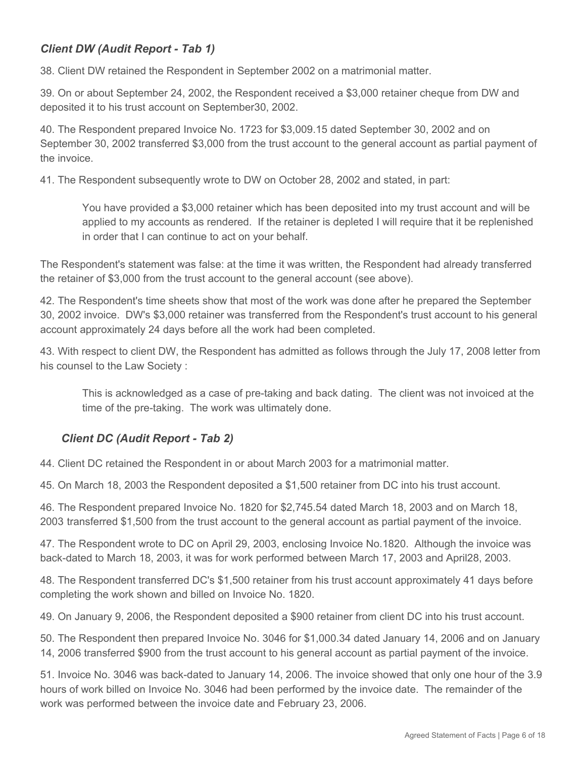### *Client DW (Audit Report - Tab 1)*

38. Client DW retained the Respondent in September 2002 on a matrimonial matter.

39. On or about September 24, 2002, the Respondent received a $3,000 retainer cheque from DW and deposited it to his trust account on September30, 2002.

40. The Respondent prepared Invoice No. 1723 for $3,009.15 dated September 30, 2002 and on September 30, 2002 transferred $3,000 from the trust account to the general account as partial payment of the invoice.

41. The Respondent subsequently wrote to DW on October 28, 2002 and stated, in part:

> You have provided a $3,000 retainer which has been deposited into my trust account and will be applied to my accounts as rendered. If the retainer is depleted I will require that it be replenished in order that I can continue to act on your behalf.

The Respondent's statement was false: at the time it was written, the Respondent had already transferred the retainer of $3,000 from the trust account to the general account (see above).

42. The Respondent's time sheets show that most of the work was done after he prepared the September 30, 2002 invoice. DW's $3,000 retainer was transferred from the Respondent's trust account to his general account approximately 24 days before all the work had been completed.

43. With respect to client DW, the Respondent has admitted as follows through the July 17, 2008 letter from his counsel to the Law Society :

> This is acknowledged as a case of pre-taking and back dating. The client was not invoiced at the time of the pre-taking. The work was ultimately done.

### *Client DC (Audit Report - Tab 2)*

44. Client DC retained the Respondent in or about March 2003 for a matrimonial matter.

45. On March 18, 2003 the Respondent deposited a $1,500 retainer from DC into his trust account.

46. The Respondent prepared Invoice No. 1820 for $2,745.54 dated March 18, 2003 and on March 18, 2003 transferred $1,500 from the trust account to the general account as partial payment of the invoice.

47. The Respondent wrote to DC on April 29, 2003, enclosing Invoice No.1820. Although the invoice was back-dated to March 18, 2003, it was for work performed between March 17, 2003 and April28, 2003.

48. The Respondent transferred DC's $1,500 retainer from his trust account approximately 41 days before completing the work shown and billed on Invoice No. 1820.

49. On January 9, 2006, the Respondent deposited a $900 retainer from client DC into his trust account.

50. The Respondent then prepared Invoice No. 3046 for $1,000.34 dated January 14, 2006 and on January 14, 2006 transferred $900 from the trust account to his general account as partial payment of the invoice.

51. Invoice No. 3046 was back-dated to January 14, 2006. The invoice showed that only one hour of the 3.9 hours of work billed on Invoice No. 3046 had been performed by the invoice date. The remainder of the work was performed between the invoice date and February 23, 2006.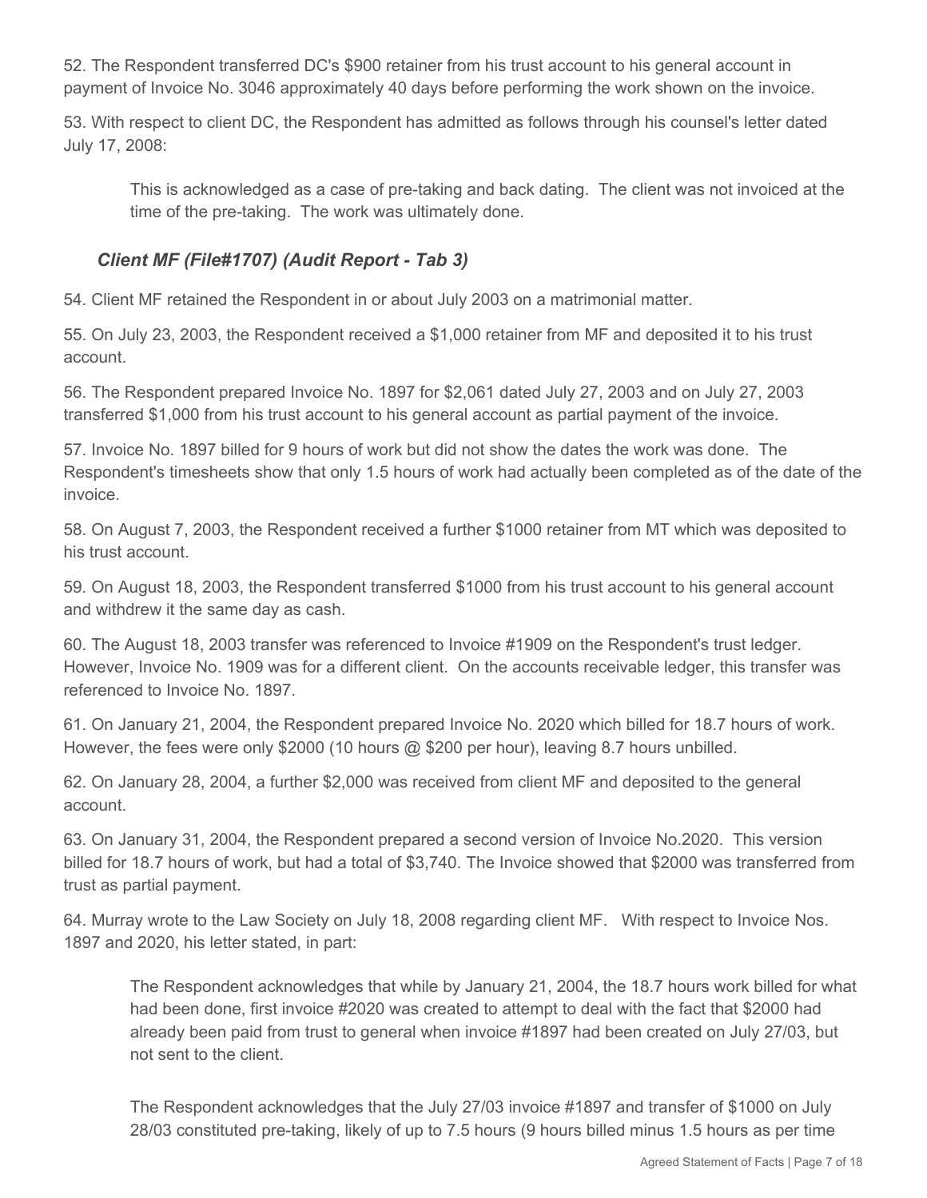52. The Respondent transferred DC's $900 retainer from his trust account to his general account in payment of Invoice No. 3046 approximately 40 days before performing the work shown on the invoice.

53. With respect to client DC, the Respondent has admitted as follows through his counsel's letter dated July 17, 2008:

> This is acknowledged as a case of pre-taking and back dating. The client was not invoiced at the time of the pre-taking. The work was ultimately done.

### *Client MF (File#1707) (Audit Report - Tab 3)*

54. Client MF retained the Respondent in or about July 2003 on a matrimonial matter.

55. On July 23, 2003, the Respondent received a $1,000 retainer from MF and deposited it to his trust account.

56. The Respondent prepared Invoice No. 1897 for $2,061 dated July 27, 2003 and on July 27, 2003 transferred $1,000 from his trust account to his general account as partial payment of the invoice.

57. Invoice No. 1897 billed for 9 hours of work but did not show the dates the work was done. The Respondent's timesheets show that only 1.5 hours of work had actually been completed as of the date of the invoice.

58. On August 7, 2003, the Respondent received a further $1000 retainer from MT which was deposited to his trust account.

59. On August 18, 2003, the Respondent transferred $1000 from his trust account to his general account and withdrew it the same day as cash.

60. The August 18, 2003 transfer was referenced to Invoice #1909 on the Respondent's trust ledger. However, Invoice No. 1909 was for a different client. On the accounts receivable ledger, this transfer was referenced to Invoice No. 1897.

61. On January 21, 2004, the Respondent prepared Invoice No. 2020 which billed for 18.7 hours of work. However, the fees were only $2000 (10 hours @ $200 per hour), leaving 8.7 hours unbilled.

62. On January 28, 2004, a further $2,000 was received from client MF and deposited to the general account.

63. On January 31, 2004, the Respondent prepared a second version of Invoice No.2020. This version billed for 18.7 hours of work, but had a total of $3,740. The Invoice showed that $2000 was transferred from trust as partial payment.

64. Murray wrote to the Law Society on July 18, 2008 regarding client MF. With respect to Invoice Nos. 1897 and 2020, his letter stated, in part:

> The Respondent acknowledges that while by January 21, 2004, the 18.7 hours work billed for what had been done, first invoice #2020 was created to attempt to deal with the fact that $2000 had already been paid from trust to general when invoice #1897 had been created on July 27/03, but not sent to the client.
>
> The Respondent acknowledges that the July 27/03 invoice #1897 and transfer of $1000 on July 28/03 constituted pre-taking, likely of up to 7.5 hours (9 hours billed minus 1.5 hours as per time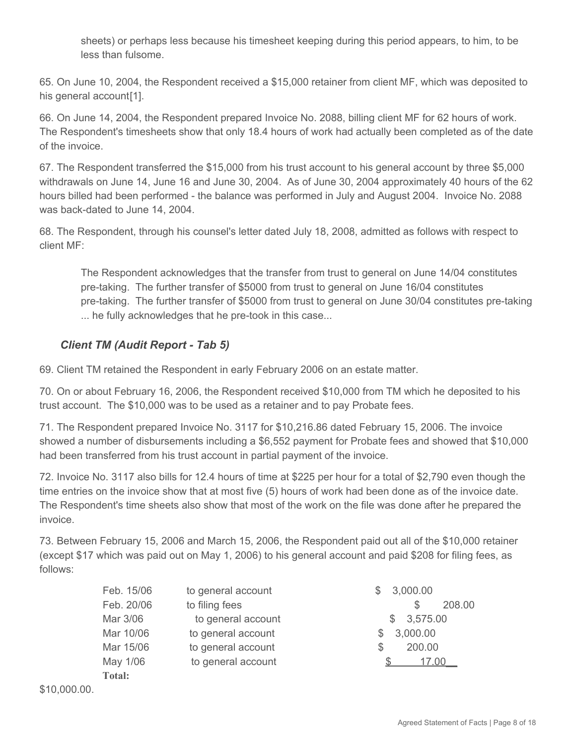sheets) or perhaps less because his timesheet keeping during this period appears, to him, to be less than fulsome.

65. On June 10, 2004, the Respondent received a $15,000 retainer from client MF, which was deposited to his general account[1].

66. On June 14, 2004, the Respondent prepared Invoice No. 2088, billing client MF for 62 hours of work. The Respondent's timesheets show that only 18.4 hours of work had actually been completed as of the date of the invoice.

67. The Respondent transferred the $15,000 from his trust account to his general account by three $5,000 withdrawals on June 14, June 16 and June 30, 2004. As of June 30, 2004 approximately 40 hours of the 62 hours billed had been performed - the balance was performed in July and August 2004. Invoice No. 2088 was back-dated to June 14, 2004.

68. The Respondent, through his counsel's letter dated July 18, 2008, admitted as follows with respect to client MF:

> The Respondent acknowledges that the transfer from trust to general on June 14/04 constitutes pre-taking. The further transfer of $5000 from trust to general on June 16/04 constitutes pre-taking. The further transfer of $5000 from trust to general on June 30/04 constitutes pre-taking ... he fully acknowledges that he pre-took in this case...

### *Client TM (Audit Report - Tab 5)*

69. Client TM retained the Respondent in early February 2006 on an estate matter.

70. On or about February 16, 2006, the Respondent received $10,000 from TM which he deposited to his trust account. The $10,000 was to be used as a retainer and to pay Probate fees.

71. The Respondent prepared Invoice No. 3117 for $10,216.86 dated February 15, 2006. The invoice showed a number of disbursements including a $6,552 payment for Probate fees and showed that $10,000 had been transferred from his trust account in partial payment of the invoice.

72. Invoice No. 3117 also bills for 12.4 hours of time at $225 per hour for a total of $2,790 even though the time entries on the invoice show that at most five (5) hours of work had been done as of the invoice date. The Respondent's time sheets also show that most of the work on the file was done after he prepared the invoice.

73. Between February 15, 2006 and March 15, 2006, the Respondent paid out all of the $10,000 retainer (except $17 which was paid out on May 1, 2006) to his general account and paid $208 for filing fees, as follows:

| | | |
|---|---|---|
| Feb. 15/06 | to general account | $ 3,000.00 |
| Feb. 20/06 | to filing fees | $ 208.00 |
| Mar 3/06 | to general account | $ 3,575.00 |
| Mar 10/06 | to general account | $ 3,000.00 |
| Mar 15/06 | to general account | $ 200.00 |
| May 1/06 | to general account | $ 17.00 |
| **Total:** | | $10,000.00. |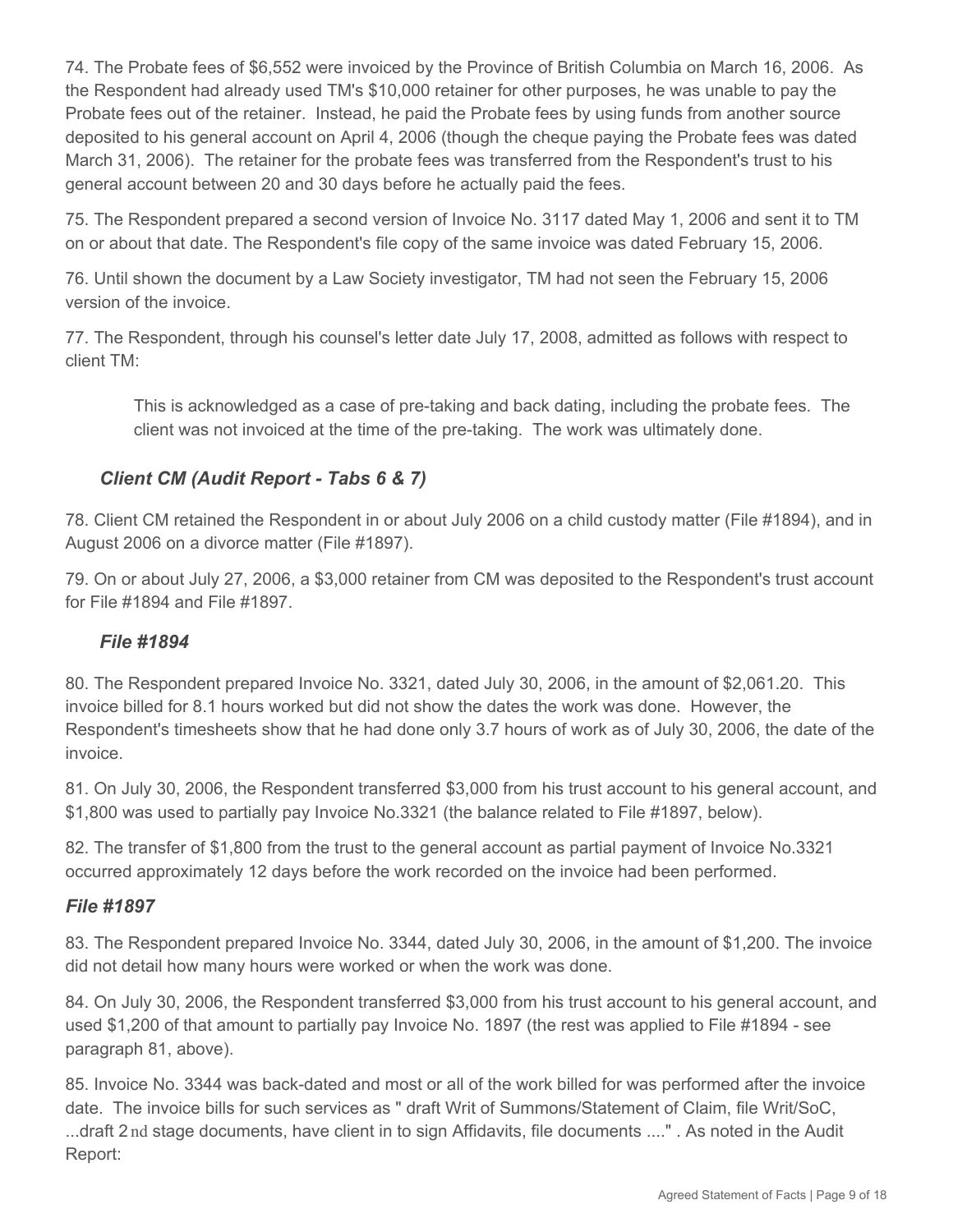74. The Probate fees of $6,552 were invoiced by the Province of British Columbia on March 16, 2006. As the Respondent had already used TM's $10,000 retainer for other purposes, he was unable to pay the Probate fees out of the retainer. Instead, he paid the Probate fees by using funds from another source deposited to his general account on April 4, 2006 (though the cheque paying the Probate fees was dated March 31, 2006). The retainer for the probate fees was transferred from the Respondent's trust to his general account between 20 and 30 days before he actually paid the fees.

75. The Respondent prepared a second version of Invoice No. 3117 dated May 1, 2006 and sent it to TM on or about that date. The Respondent's file copy of the same invoice was dated February 15, 2006.

76. Until shown the document by a Law Society investigator, TM had not seen the February 15, 2006 version of the invoice.

77. The Respondent, through his counsel's letter date July 17, 2008, admitted as follows with respect to client TM:

> This is acknowledged as a case of pre-taking and back dating, including the probate fees. The client was not invoiced at the time of the pre-taking. The work was ultimately done.

### *Client CM (Audit Report - Tabs 6 & 7)*

78. Client CM retained the Respondent in or about July 2006 on a child custody matter (File #1894), and in August 2006 on a divorce matter (File #1897).

79. On or about July 27, 2006, a $3,000 retainer from CM was deposited to the Respondent's trust account for File #1894 and File #1897.

### *File #1894*

80. The Respondent prepared Invoice No. 3321, dated July 30, 2006, in the amount of $2,061.20. This invoice billed for 8.1 hours worked but did not show the dates the work was done. However, the Respondent's timesheets show that he had done only 3.7 hours of work as of July 30, 2006, the date of the invoice.

81. On July 30, 2006, the Respondent transferred $3,000 from his trust account to his general account, and $1,800 was used to partially pay Invoice No.3321 (the balance related to File #1897, below).

82. The transfer of $1,800 from the trust to the general account as partial payment of Invoice No.3321 occurred approximately 12 days before the work recorded on the invoice had been performed.

### *File #1897*

83. The Respondent prepared Invoice No. 3344, dated July 30, 2006, in the amount of $1,200. The invoice did not detail how many hours were worked or when the work was done.

84. On July 30, 2006, the Respondent transferred $3,000 from his trust account to his general account, and used $1,200 of that amount to partially pay Invoice No. 1897 (the rest was applied to File #1894 - see paragraph 81, above).

85. Invoice No. 3344 was back-dated and most or all of the work billed for was performed after the invoice date. The invoice bills for such services as " draft Writ of Summons/Statement of Claim, file Writ/SoC, ...draft 2nd stage documents, have client in to sign Affidavits, file documents ...." . As noted in the Audit Report: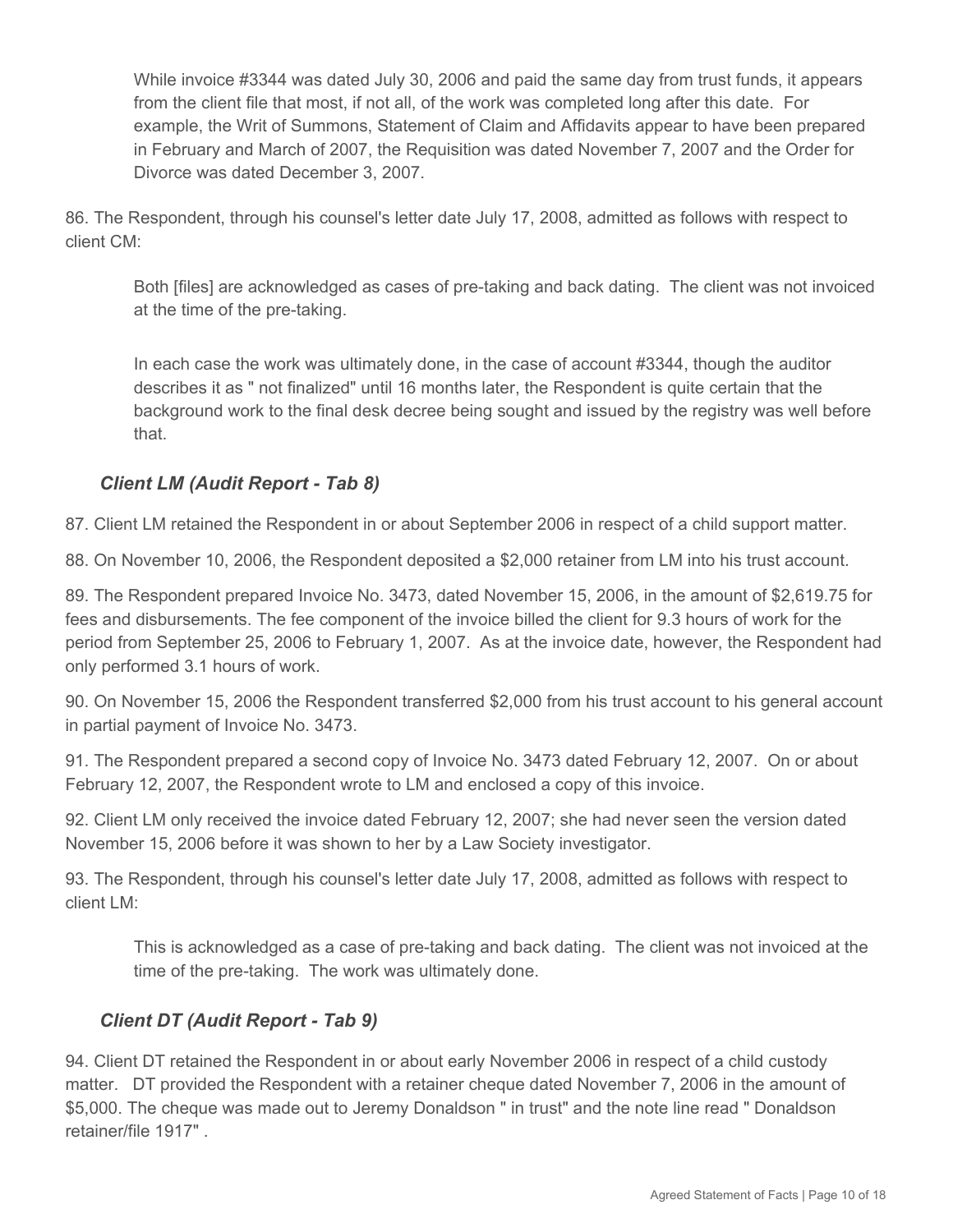> While invoice #3344 was dated July 30, 2006 and paid the same day from trust funds, it appears from the client file that most, if not all, of the work was completed long after this date. For example, the Writ of Summons, Statement of Claim and Affidavits appear to have been prepared in February and March of 2007, the Requisition was dated November 7, 2007 and the Order for Divorce was dated December 3, 2007.

86. The Respondent, through his counsel's letter date July 17, 2008, admitted as follows with respect to client CM:

> Both [files] are acknowledged as cases of pre-taking and back dating. The client was not invoiced at the time of the pre-taking.
>
> In each case the work was ultimately done, in the case of account #3344, though the auditor describes it as " not finalized" until 16 months later, the Respondent is quite certain that the background work to the final desk decree being sought and issued by the registry was well before that.

### *Client LM (Audit Report - Tab 8)*

87. Client LM retained the Respondent in or about September 2006 in respect of a child support matter.

88. On November 10, 2006, the Respondent deposited a $2,000 retainer from LM into his trust account.

89. The Respondent prepared Invoice No. 3473, dated November 15, 2006, in the amount of $2,619.75 for fees and disbursements. The fee component of the invoice billed the client for 9.3 hours of work for the period from September 25, 2006 to February 1, 2007. As at the invoice date, however, the Respondent had only performed 3.1 hours of work.

90. On November 15, 2006 the Respondent transferred $2,000 from his trust account to his general account in partial payment of Invoice No. 3473.

91. The Respondent prepared a second copy of Invoice No. 3473 dated February 12, 2007. On or about February 12, 2007, the Respondent wrote to LM and enclosed a copy of this invoice.

92. Client LM only received the invoice dated February 12, 2007; she had never seen the version dated November 15, 2006 before it was shown to her by a Law Society investigator.

93. The Respondent, through his counsel's letter date July 17, 2008, admitted as follows with respect to client LM:

> This is acknowledged as a case of pre-taking and back dating. The client was not invoiced at the time of the pre-taking. The work was ultimately done.

### *Client DT (Audit Report - Tab 9)*

94. Client DT retained the Respondent in or about early November 2006 in respect of a child custody matter. DT provided the Respondent with a retainer cheque dated November 7, 2006 in the amount of $5,000. The cheque was made out to Jeremy Donaldson " in trust" and the note line read " Donaldson retainer/file 1917" .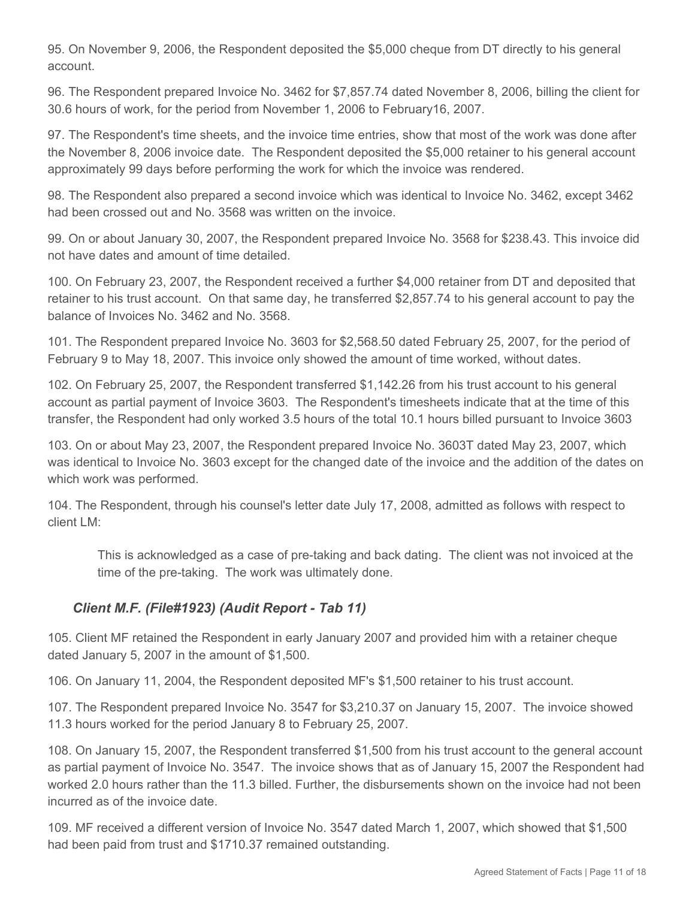95. On November 9, 2006, the Respondent deposited the $5,000 cheque from DT directly to his general account.

96. The Respondent prepared Invoice No. 3462 for $7,857.74 dated November 8, 2006, billing the client for 30.6 hours of work, for the period from November 1, 2006 to February16, 2007.

97. The Respondent's time sheets, and the invoice time entries, show that most of the work was done after the November 8, 2006 invoice date. The Respondent deposited the $5,000 retainer to his general account approximately 99 days before performing the work for which the invoice was rendered.

98. The Respondent also prepared a second invoice which was identical to Invoice No. 3462, except 3462 had been crossed out and No. 3568 was written on the invoice.

99. On or about January 30, 2007, the Respondent prepared Invoice No. 3568 for $238.43. This invoice did not have dates and amount of time detailed.

100. On February 23, 2007, the Respondent received a further $4,000 retainer from DT and deposited that retainer to his trust account. On that same day, he transferred $2,857.74 to his general account to pay the balance of Invoices No. 3462 and No. 3568.

101. The Respondent prepared Invoice No. 3603 for $2,568.50 dated February 25, 2007, for the period of February 9 to May 18, 2007. This invoice only showed the amount of time worked, without dates.

102. On February 25, 2007, the Respondent transferred $1,142.26 from his trust account to his general account as partial payment of Invoice 3603. The Respondent's timesheets indicate that at the time of this transfer, the Respondent had only worked 3.5 hours of the total 10.1 hours billed pursuant to Invoice 3603

103. On or about May 23, 2007, the Respondent prepared Invoice No. 3603T dated May 23, 2007, which was identical to Invoice No. 3603 except for the changed date of the invoice and the addition of the dates on which work was performed.

104. The Respondent, through his counsel's letter date July 17, 2008, admitted as follows with respect to client LM:

> This is acknowledged as a case of pre-taking and back dating. The client was not invoiced at the time of the pre-taking. The work was ultimately done.

### *Client M.F. (File#1923) (Audit Report - Tab 11)*

105. Client MF retained the Respondent in early January 2007 and provided him with a retainer cheque dated January 5, 2007 in the amount of $1,500.

106. On January 11, 2004, the Respondent deposited MF's $1,500 retainer to his trust account.

107. The Respondent prepared Invoice No. 3547 for $3,210.37 on January 15, 2007. The invoice showed 11.3 hours worked for the period January 8 to February 25, 2007.

108. On January 15, 2007, the Respondent transferred $1,500 from his trust account to the general account as partial payment of Invoice No. 3547. The invoice shows that as of January 15, 2007 the Respondent had worked 2.0 hours rather than the 11.3 billed. Further, the disbursements shown on the invoice had not been incurred as of the invoice date.

109. MF received a different version of Invoice No. 3547 dated March 1, 2007, which showed that $1,500 had been paid from trust and $1710.37 remained outstanding.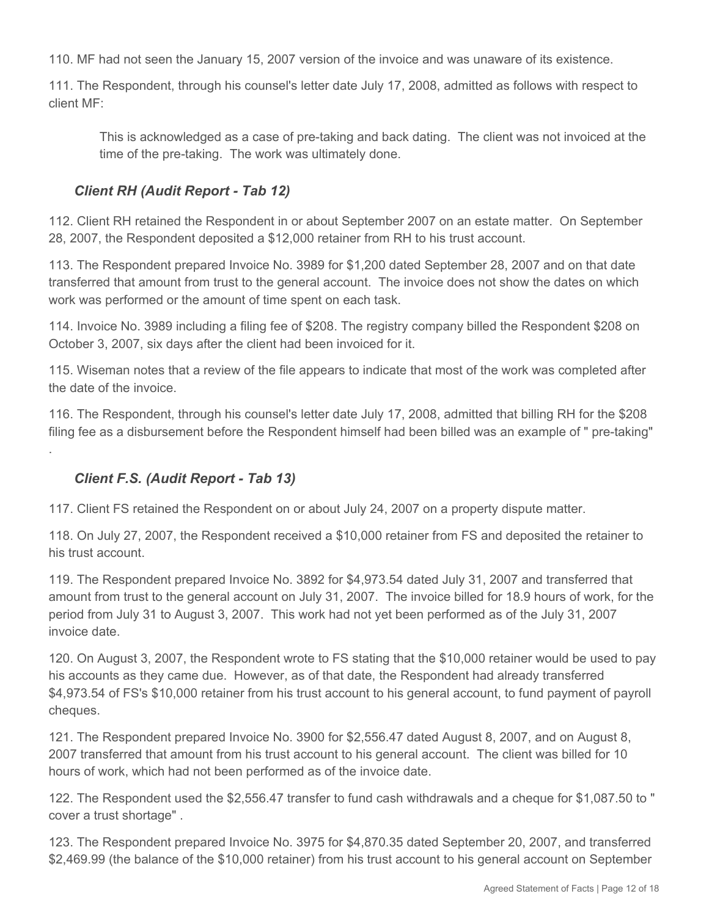110. MF had not seen the January 15, 2007 version of the invoice and was unaware of its existence.

111. The Respondent, through his counsel's letter date July 17, 2008, admitted as follows with respect to client MF:

> This is acknowledged as a case of pre-taking and back dating. The client was not invoiced at the time of the pre-taking. The work was ultimately done.

### *Client RH (Audit Report - Tab 12)*

112. Client RH retained the Respondent in or about September 2007 on an estate matter. On September 28, 2007, the Respondent deposited a $12,000 retainer from RH to his trust account.

113. The Respondent prepared Invoice No. 3989 for $1,200 dated September 28, 2007 and on that date transferred that amount from trust to the general account. The invoice does not show the dates on which work was performed or the amount of time spent on each task.

114. Invoice No. 3989 including a filing fee of $208. The registry company billed the Respondent $208 on October 3, 2007, six days after the client had been invoiced for it.

115. Wiseman notes that a review of the file appears to indicate that most of the work was completed after the date of the invoice.

116. The Respondent, through his counsel's letter date July 17, 2008, admitted that billing RH for the $208 filing fee as a disbursement before the Respondent himself had been billed was an example of " pre-taking" .

### *Client F.S. (Audit Report - Tab 13)*

117. Client FS retained the Respondent on or about July 24, 2007 on a property dispute matter.

118. On July 27, 2007, the Respondent received a $10,000 retainer from FS and deposited the retainer to his trust account.

119. The Respondent prepared Invoice No. 3892 for $4,973.54 dated July 31, 2007 and transferred that amount from trust to the general account on July 31, 2007. The invoice billed for 18.9 hours of work, for the period from July 31 to August 3, 2007. This work had not yet been performed as of the July 31, 2007 invoice date.

120. On August 3, 2007, the Respondent wrote to FS stating that the $10,000 retainer would be used to pay his accounts as they came due. However, as of that date, the Respondent had already transferred $4,973.54 of FS's $10,000 retainer from his trust account to his general account, to fund payment of payroll cheques.

121. The Respondent prepared Invoice No. 3900 for $2,556.47 dated August 8, 2007, and on August 8, 2007 transferred that amount from his trust account to his general account. The client was billed for 10 hours of work, which had not been performed as of the invoice date.

122. The Respondent used the $2,556.47 transfer to fund cash withdrawals and a cheque for $1,087.50 to " cover a trust shortage" .

123. The Respondent prepared Invoice No. 3975 for $4,870.35 dated September 20, 2007, and transferred $2,469.99 (the balance of the $10,000 retainer) from his trust account to his general account on September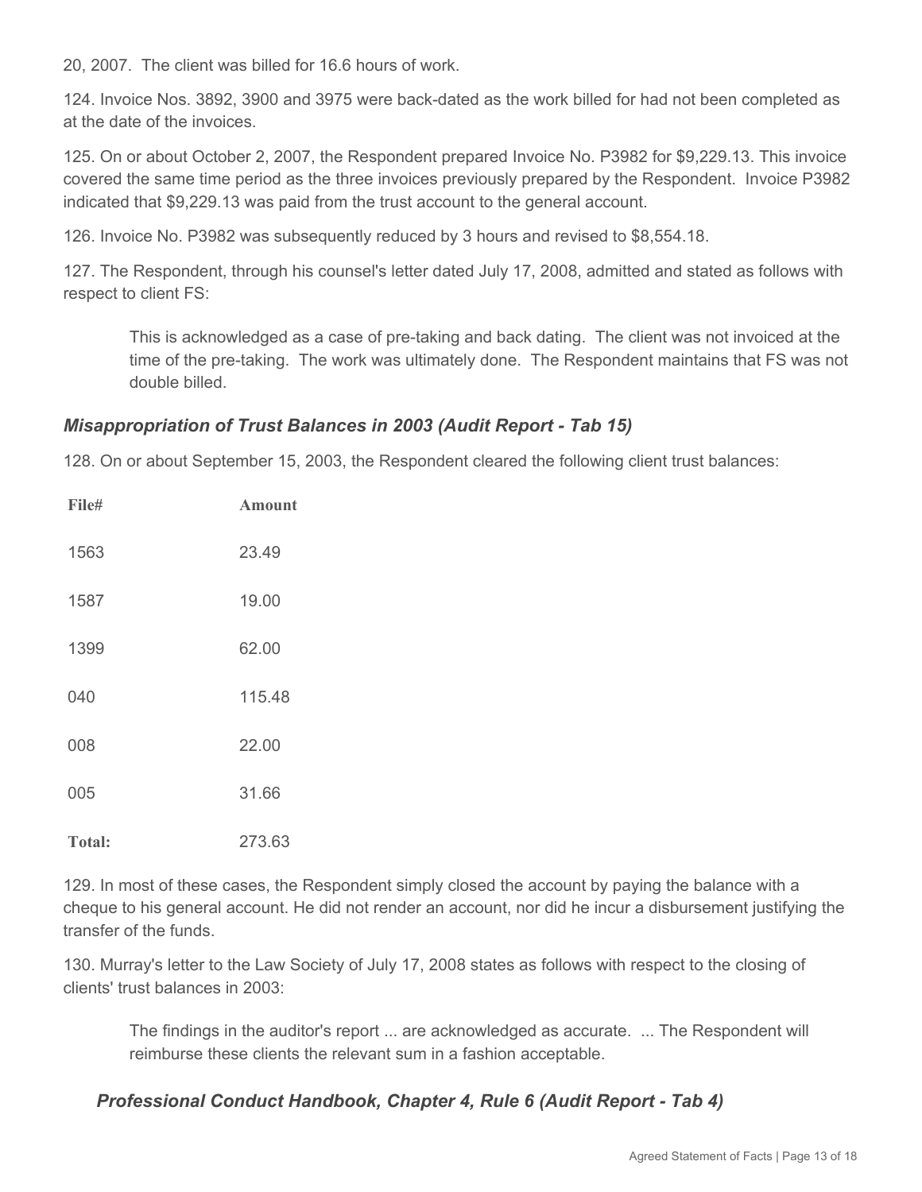20, 2007. The client was billed for 16.6 hours of work.

124. Invoice Nos. 3892, 3900 and 3975 were back-dated as the work billed for had not been completed as at the date of the invoices.

125. On or about October 2, 2007, the Respondent prepared Invoice No. P3982 for $9,229.13. This invoice covered the same time period as the three invoices previously prepared by the Respondent. Invoice P3982 indicated that $9,229.13 was paid from the trust account to the general account.

126. Invoice No. P3982 was subsequently reduced by 3 hours and revised to $8,554.18.

127. The Respondent, through his counsel's letter dated July 17, 2008, admitted and stated as follows with respect to client FS:

> This is acknowledged as a case of pre-taking and back dating. The client was not invoiced at the time of the pre-taking. The work was ultimately done. The Respondent maintains that FS was not double billed.

### *Misappropriation of Trust Balances in 2003 (Audit Report - Tab 15)*

128. On or about September 15, 2003, the Respondent cleared the following client trust balances:

| File# | Amount |
|---|---|
| 1563 | 23.49 |
| 1587 | 19.00 |
| 1399 | 62.00 |
| 040 | 115.48 |
| 008 | 22.00 |
| 005 | 31.66 |
| **Total:** | 273.63 |

129. In most of these cases, the Respondent simply closed the account by paying the balance with a cheque to his general account. He did not render an account, nor did he incur a disbursement justifying the transfer of the funds.

130. Murray's letter to the Law Society of July 17, 2008 states as follows with respect to the closing of clients' trust balances in 2003:

> The findings in the auditor's report ... are acknowledged as accurate. ... The Respondent will reimburse these clients the relevant sum in a fashion acceptable.

### *Professional Conduct Handbook, Chapter 4, Rule 6 (Audit Report - Tab 4)*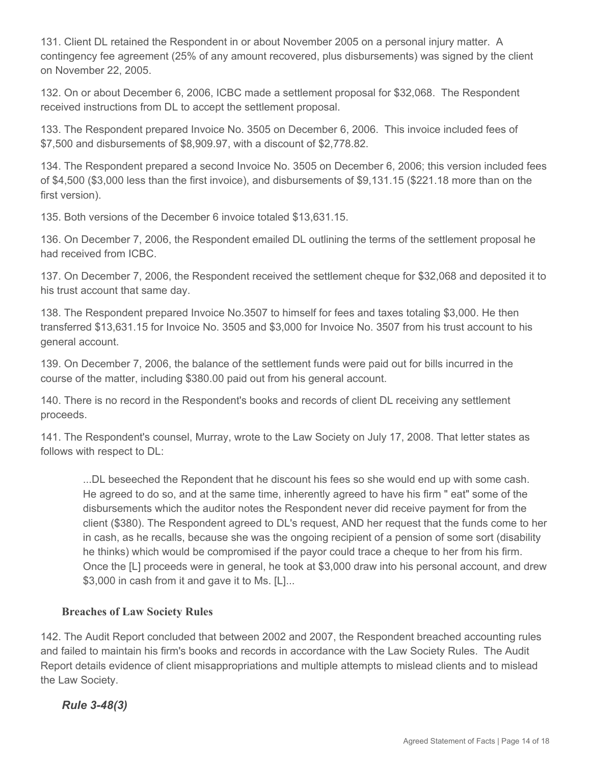131. Client DL retained the Respondent in or about November 2005 on a personal injury matter. A contingency fee agreement (25% of any amount recovered, plus disbursements) was signed by the client on November 22, 2005.

132. On or about December 6, 2006, ICBC made a settlement proposal for $32,068. The Respondent received instructions from DL to accept the settlement proposal.

133. The Respondent prepared Invoice No. 3505 on December 6, 2006. This invoice included fees of $7,500 and disbursements of $8,909.97, with a discount of $2,778.82.

134. The Respondent prepared a second Invoice No. 3505 on December 6, 2006; this version included fees of $4,500 ($3,000 less than the first invoice), and disbursements of $9,131.15 ($221.18 more than on the first version).

135. Both versions of the December 6 invoice totaled $13,631.15.

136. On December 7, 2006, the Respondent emailed DL outlining the terms of the settlement proposal he had received from ICBC.

137. On December 7, 2006, the Respondent received the settlement cheque for $32,068 and deposited it to his trust account that same day.

138. The Respondent prepared Invoice No.3507 to himself for fees and taxes totaling $3,000. He then transferred $13,631.15 for Invoice No. 3505 and $3,000 for Invoice No. 3507 from his trust account to his general account.

139. On December 7, 2006, the balance of the settlement funds were paid out for bills incurred in the course of the matter, including $380.00 paid out from his general account.

140. There is no record in the Respondent's books and records of client DL receiving any settlement proceeds.

141. The Respondent's counsel, Murray, wrote to the Law Society on July 17, 2008. That letter states as follows with respect to DL:

> ...DL beseeched the Repondent that he discount his fees so she would end up with some cash. He agreed to do so, and at the same time, inherently agreed to have his firm " eat" some of the disbursements which the auditor notes the Respondent never did receive payment for from the client ($380). The Respondent agreed to DL's request, AND her request that the funds come to her in cash, as he recalls, because she was the ongoing recipient of a pension of some sort (disability he thinks) which would be compromised if the payor could trace a cheque to her from his firm. Once the [L] proceeds were in general, he took at $3,000 draw into his personal account, and drew $3,000 in cash from it and gave it to Ms. [L]...

### Breaches of Law Society Rules

142. The Audit Report concluded that between 2002 and 2007, the Respondent breached accounting rules and failed to maintain his firm's books and records in accordance with the Law Society Rules. The Audit Report details evidence of client misappropriations and multiple attempts to mislead clients and to mislead the Law Society.

#### *Rule 3-48(3)*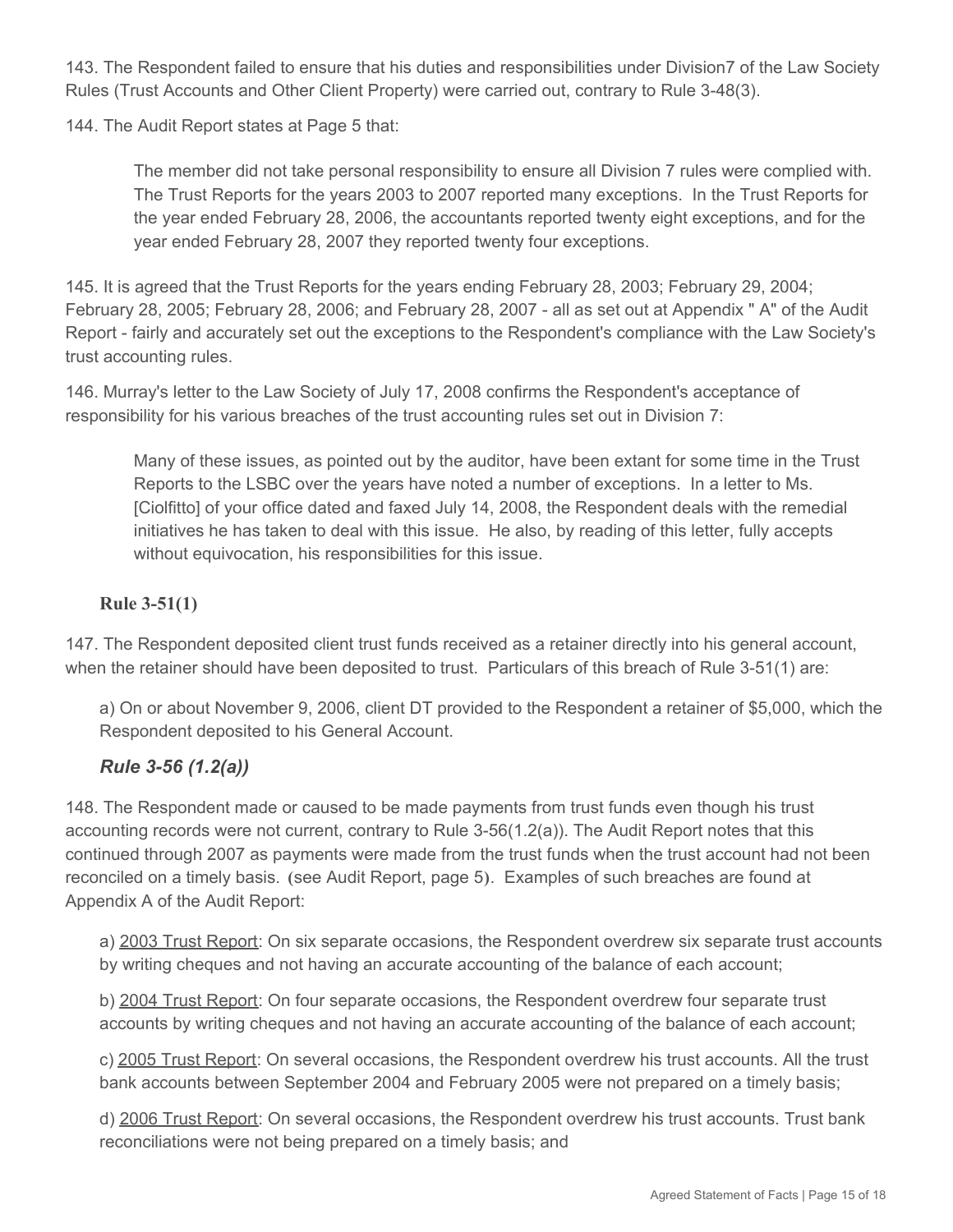143. The Respondent failed to ensure that his duties and responsibilities under Division7 of the Law Society Rules (Trust Accounts and Other Client Property) were carried out, contrary to Rule 3-48(3).

144. The Audit Report states at Page 5 that:

> The member did not take personal responsibility to ensure all Division 7 rules were complied with. The Trust Reports for the years 2003 to 2007 reported many exceptions. In the Trust Reports for the year ended February 28, 2006, the accountants reported twenty eight exceptions, and for the year ended February 28, 2007 they reported twenty four exceptions.

145. It is agreed that the Trust Reports for the years ending February 28, 2003; February 29, 2004; February 28, 2005; February 28, 2006; and February 28, 2007 - all as set out at Appendix " A" of the Audit Report - fairly and accurately set out the exceptions to the Respondent's compliance with the Law Society's trust accounting rules.

146. Murray's letter to the Law Society of July 17, 2008 confirms the Respondent's acceptance of responsibility for his various breaches of the trust accounting rules set out in Division 7:

> Many of these issues, as pointed out by the auditor, have been extant for some time in the Trust Reports to the LSBC over the years have noted a number of exceptions. In a letter to Ms. [Ciolfitto] of your office dated and faxed July 14, 2008, the Respondent deals with the remedial initiatives he has taken to deal with this issue. He also, by reading of this letter, fully accepts without equivocation, his responsibilities for this issue.

### Rule 3-51(1)

147. The Respondent deposited client trust funds received as a retainer directly into his general account, when the retainer should have been deposited to trust. Particulars of this breach of Rule 3-51(1) are:

a) On or about November 9, 2006, client DT provided to the Respondent a retainer of $5,000, which the Respondent deposited to his General Account.

### *Rule 3-56 (1.2(a))*

148. The Respondent made or caused to be made payments from trust funds even though his trust accounting records were not current, contrary to Rule 3-56(1.2(a)). The Audit Report notes that this continued through 2007 as payments were made from the trust funds when the trust account had not been reconciled on a timely basis. (see Audit Report, page 5). Examples of such breaches are found at Appendix A of the Audit Report:

a) <u>2003 Trust Report</u>: On six separate occasions, the Respondent overdrew six separate trust accounts by writing cheques and not having an accurate accounting of the balance of each account;

b) <u>2004 Trust Report</u>: On four separate occasions, the Respondent overdrew four separate trust accounts by writing cheques and not having an accurate accounting of the balance of each account;

c) <u>2005 Trust Report</u>: On several occasions, the Respondent overdrew his trust accounts. All the trust bank accounts between September 2004 and February 2005 were not prepared on a timely basis;

d) <u>2006 Trust Report</u>: On several occasions, the Respondent overdrew his trust accounts. Trust bank reconciliations were not being prepared on a timely basis; and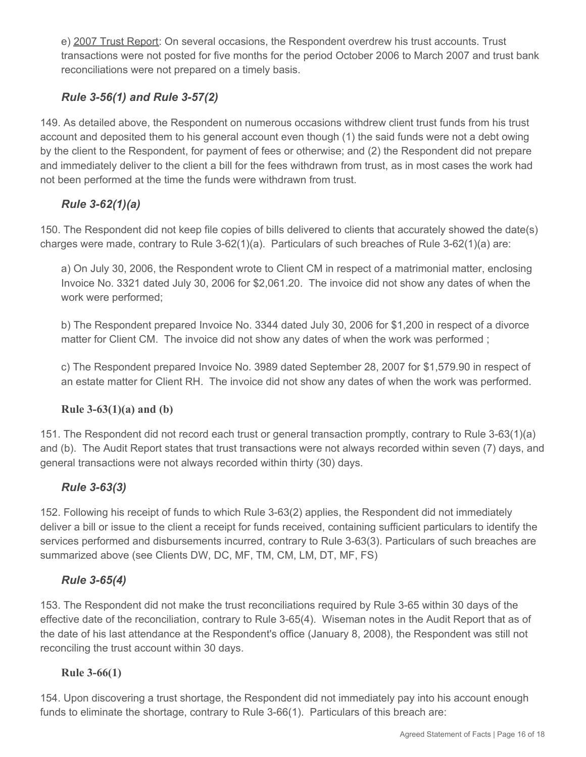e) 2007 Trust Report: On several occasions, the Respondent overdrew his trust accounts. Trust transactions were not posted for five months for the period October 2006 to March 2007 and trust bank reconciliations were not prepared on a timely basis.

### *Rule 3-56(1) and Rule 3-57(2)*

149. As detailed above, the Respondent on numerous occasions withdrew client trust funds from his trust account and deposited them to his general account even though (1) the said funds were not a debt owing by the client to the Respondent, for payment of fees or otherwise; and (2) the Respondent did not prepare and immediately deliver to the client a bill for the fees withdrawn from trust, as in most cases the work had not been performed at the time the funds were withdrawn from trust.

### *Rule 3-62(1)(a)*

150. The Respondent did not keep file copies of bills delivered to clients that accurately showed the date(s) charges were made, contrary to Rule 3-62(1)(a). Particulars of such breaches of Rule 3-62(1)(a) are:

a) On July 30, 2006, the Respondent wrote to Client CM in respect of a matrimonial matter, enclosing Invoice No. 3321 dated July 30, 2006 for $2,061.20. The invoice did not show any dates of when the work were performed;

b) The Respondent prepared Invoice No. 3344 dated July 30, 2006 for $1,200 in respect of a divorce matter for Client CM. The invoice did not show any dates of when the work was performed ;

c) The Respondent prepared Invoice No. 3989 dated September 28, 2007 for $1,579.90 in respect of an estate matter for Client RH. The invoice did not show any dates of when the work was performed.

### Rule 3-63(1)(a) and (b)

151. The Respondent did not record each trust or general transaction promptly, contrary to Rule 3-63(1)(a) and (b). The Audit Report states that trust transactions were not always recorded within seven (7) days, and general transactions were not always recorded within thirty (30) days.

### *Rule 3-63(3)*

152. Following his receipt of funds to which Rule 3-63(2) applies, the Respondent did not immediately deliver a bill or issue to the client a receipt for funds received, containing sufficient particulars to identify the services performed and disbursements incurred, contrary to Rule 3-63(3). Particulars of such breaches are summarized above (see Clients DW, DC, MF, TM, CM, LM, DT, MF, FS)

### *Rule 3-65(4)*

153. The Respondent did not make the trust reconciliations required by Rule 3-65 within 30 days of the effective date of the reconciliation, contrary to Rule 3-65(4). Wiseman notes in the Audit Report that as of the date of his last attendance at the Respondent's office (January 8, 2008), the Respondent was still not reconciling the trust account within 30 days.

### Rule 3-66(1)

154. Upon discovering a trust shortage, the Respondent did not immediately pay into his account enough funds to eliminate the shortage, contrary to Rule 3-66(1). Particulars of this breach are: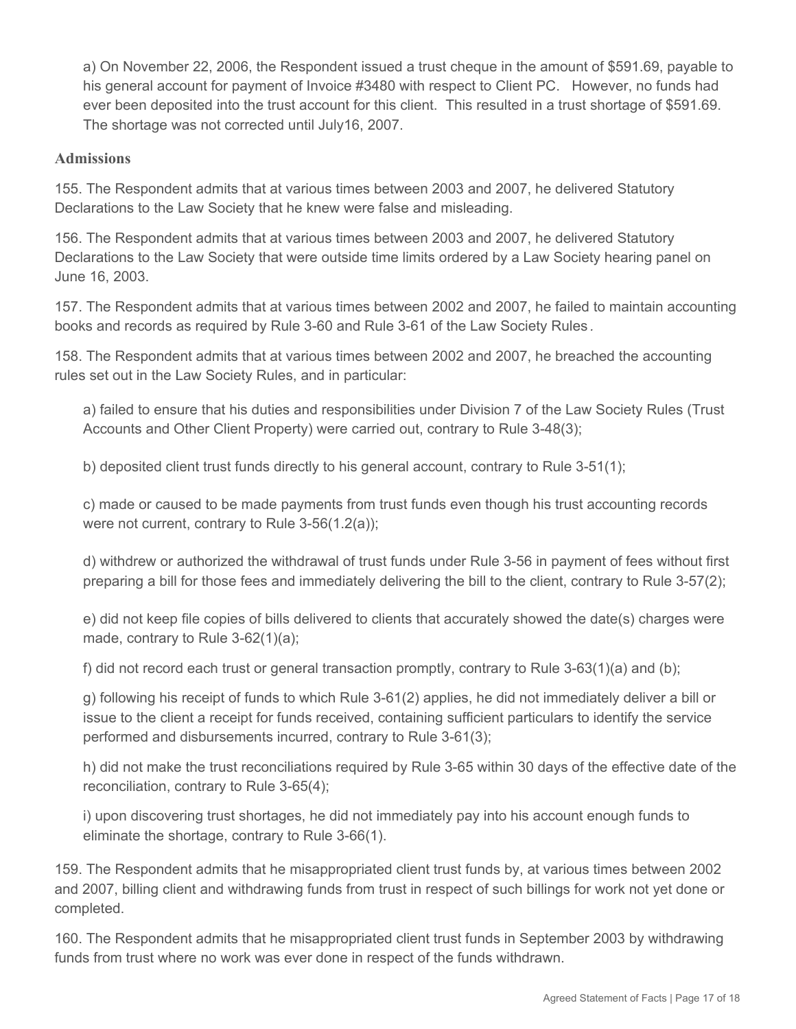a) On November 22, 2006, the Respondent issued a trust cheque in the amount of $591.69, payable to his general account for payment of Invoice #3480 with respect to Client PC. However, no funds had ever been deposited into the trust account for this client. This resulted in a trust shortage of $591.69. The shortage was not corrected until July16, 2007.

### Admissions

155. The Respondent admits that at various times between 2003 and 2007, he delivered Statutory Declarations to the Law Society that he knew were false and misleading.

156. The Respondent admits that at various times between 2003 and 2007, he delivered Statutory Declarations to the Law Society that were outside time limits ordered by a Law Society hearing panel on June 16, 2003.

157. The Respondent admits that at various times between 2002 and 2007, he failed to maintain accounting books and records as required by Rule 3-60 and Rule 3-61 of the Law Society Rules.

158. The Respondent admits that at various times between 2002 and 2007, he breached the accounting rules set out in the Law Society Rules, and in particular:

a) failed to ensure that his duties and responsibilities under Division 7 of the Law Society Rules (Trust Accounts and Other Client Property) were carried out, contrary to Rule 3-48(3);

b) deposited client trust funds directly to his general account, contrary to Rule 3-51(1);

c) made or caused to be made payments from trust funds even though his trust accounting records were not current, contrary to Rule 3-56(1.2(a));

d) withdrew or authorized the withdrawal of trust funds under Rule 3-56 in payment of fees without first preparing a bill for those fees and immediately delivering the bill to the client, contrary to Rule 3-57(2);

e) did not keep file copies of bills delivered to clients that accurately showed the date(s) charges were made, contrary to Rule 3-62(1)(a);

f) did not record each trust or general transaction promptly, contrary to Rule 3-63(1)(a) and (b);

g) following his receipt of funds to which Rule 3-61(2) applies, he did not immediately deliver a bill or issue to the client a receipt for funds received, containing sufficient particulars to identify the service performed and disbursements incurred, contrary to Rule 3-61(3);

h) did not make the trust reconciliations required by Rule 3-65 within 30 days of the effective date of the reconciliation, contrary to Rule 3-65(4);

i) upon discovering trust shortages, he did not immediately pay into his account enough funds to eliminate the shortage, contrary to Rule 3-66(1).

159. The Respondent admits that he misappropriated client trust funds by, at various times between 2002 and 2007, billing client and withdrawing funds from trust in respect of such billings for work not yet done or completed.

160. The Respondent admits that he misappropriated client trust funds in September 2003 by withdrawing funds from trust where no work was ever done in respect of the funds withdrawn.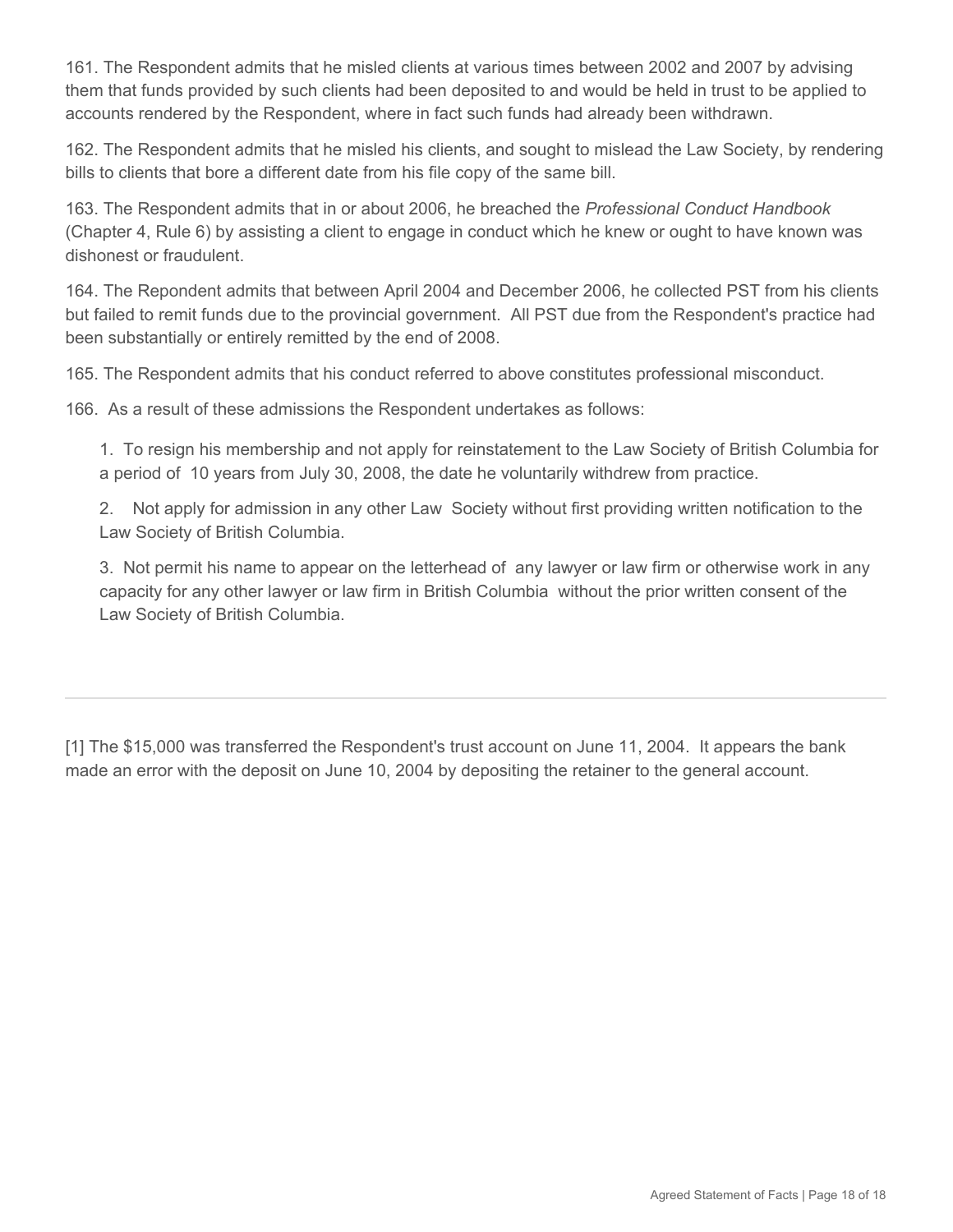161. The Respondent admits that he misled clients at various times between 2002 and 2007 by advising them that funds provided by such clients had been deposited to and would be held in trust to be applied to accounts rendered by the Respondent, where in fact such funds had already been withdrawn.

162. The Respondent admits that he misled his clients, and sought to mislead the Law Society, by rendering bills to clients that bore a different date from his file copy of the same bill.

163. The Respondent admits that in or about 2006, he breached the *Professional Conduct Handbook* (Chapter 4, Rule 6) by assisting a client to engage in conduct which he knew or ought to have known was dishonest or fraudulent.

164. The Repondent admits that between April 2004 and December 2006, he collected PST from his clients but failed to remit funds due to the provincial government. All PST due from the Respondent's practice had been substantially or entirely remitted by the end of 2008.

165. The Respondent admits that his conduct referred to above constitutes professional misconduct.

166. As a result of these admissions the Respondent undertakes as follows:

1. To resign his membership and not apply for reinstatement to the Law Society of British Columbia for a period of 10 years from July 30, 2008, the date he voluntarily withdrew from practice.

2. Not apply for admission in any other Law Society without first providing written notification to the Law Society of British Columbia.

3. Not permit his name to appear on the letterhead of any lawyer or law firm or otherwise work in any capacity for any other lawyer or law firm in British Columbia without the prior written consent of the Law Society of British Columbia.

---

[1] The $15,000 was transferred the Respondent's trust account on June 11, 2004. It appears the bank made an error with the deposit on June 10, 2004 by depositing the retainer to the general account.